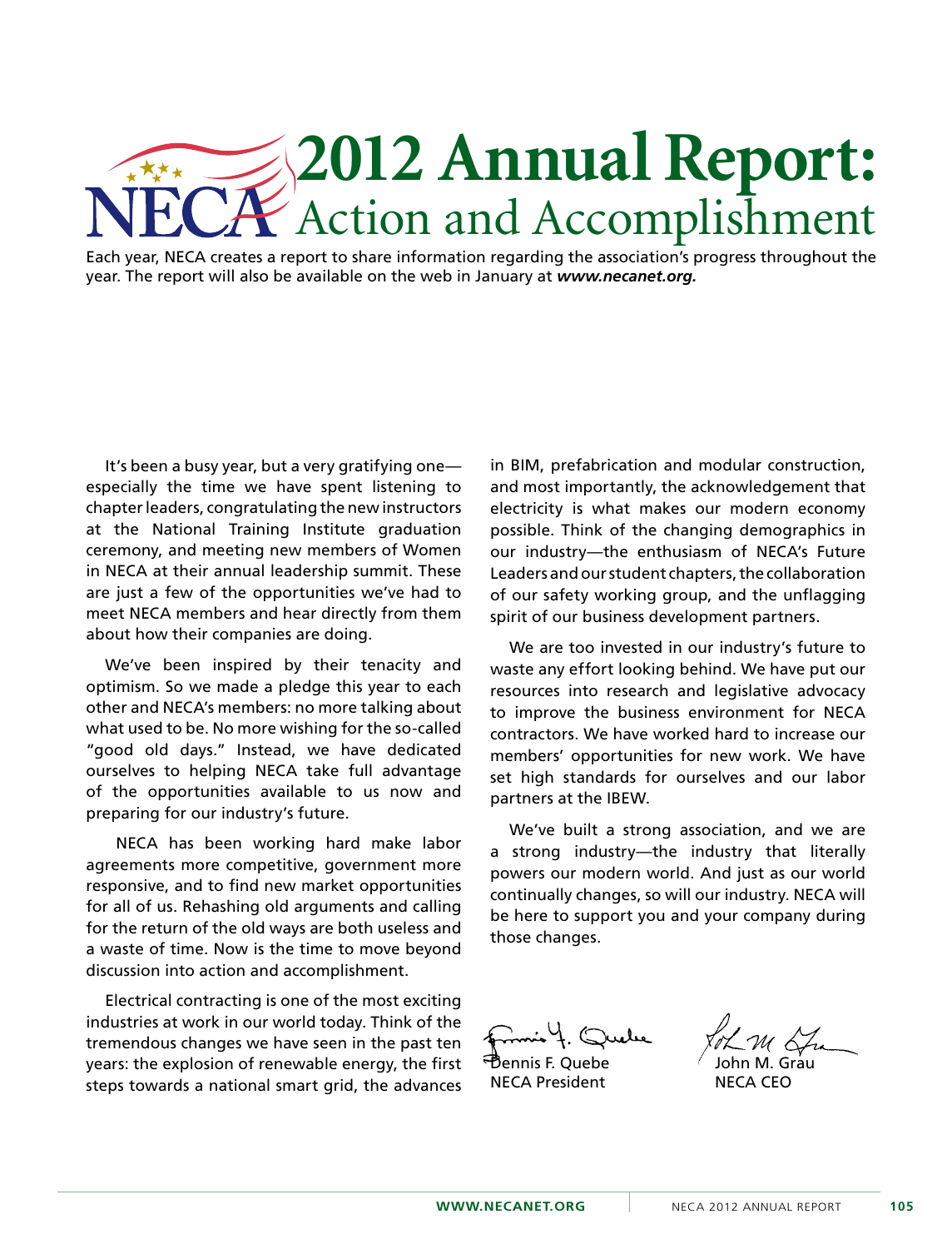# 2012 Annual Report: Action and Accomplishment

Each year, NECA creates a report to share information regarding the association's progress throughout the year. The report will also be available on the web in January at ***www.necanet.org.***

It's been a busy year, but a very gratifying one—especially the time we have spent listening to chapter leaders, congratulating the new instructors at the National Training Institute graduation ceremony, and meeting new members of Women in NECA at their annual leadership summit. These are just a few of the opportunities we've had to meet NECA members and hear directly from them about how their companies are doing.

We've been inspired by their tenacity and optimism. So we made a pledge this year to each other and NECA's members: no more talking about what used to be. No more wishing for the so-called "good old days." Instead, we have dedicated ourselves to helping NECA take full advantage of the opportunities available to us now and preparing for our industry's future.

NECA has been working hard make labor agreements more competitive, government more responsive, and to find new market opportunities for all of us. Rehashing old arguments and calling for the return of the old ways are both useless and a waste of time. Now is the time to move beyond discussion into action and accomplishment.

Electrical contracting is one of the most exciting industries at work in our world today. Think of the tremendous changes we have seen in the past ten years: the explosion of renewable energy, the first steps towards a national smart grid, the advances in BIM, prefabrication and modular construction, and most importantly, the acknowledgement that electricity is what makes our modern economy possible. Think of the changing demographics in our industry—the enthusiasm of NECA's Future Leaders and our student chapters, the collaboration of our safety working group, and the unflagging spirit of our business development partners.

We are too invested in our industry's future to waste any effort looking behind. We have put our resources into research and legislative advocacy to improve the business environment for NECA contractors. We have worked hard to increase our members' opportunities for new work. We have set high standards for ourselves and our labor partners at the IBEW.

We've built a strong association, and we are a strong industry—the industry that literally powers our modern world. And just as our world continually changes, so will our industry. NECA will be here to support you and your company during those changes.

Dennis F. Quebe
NECA President

John M. Grau
NECA CEO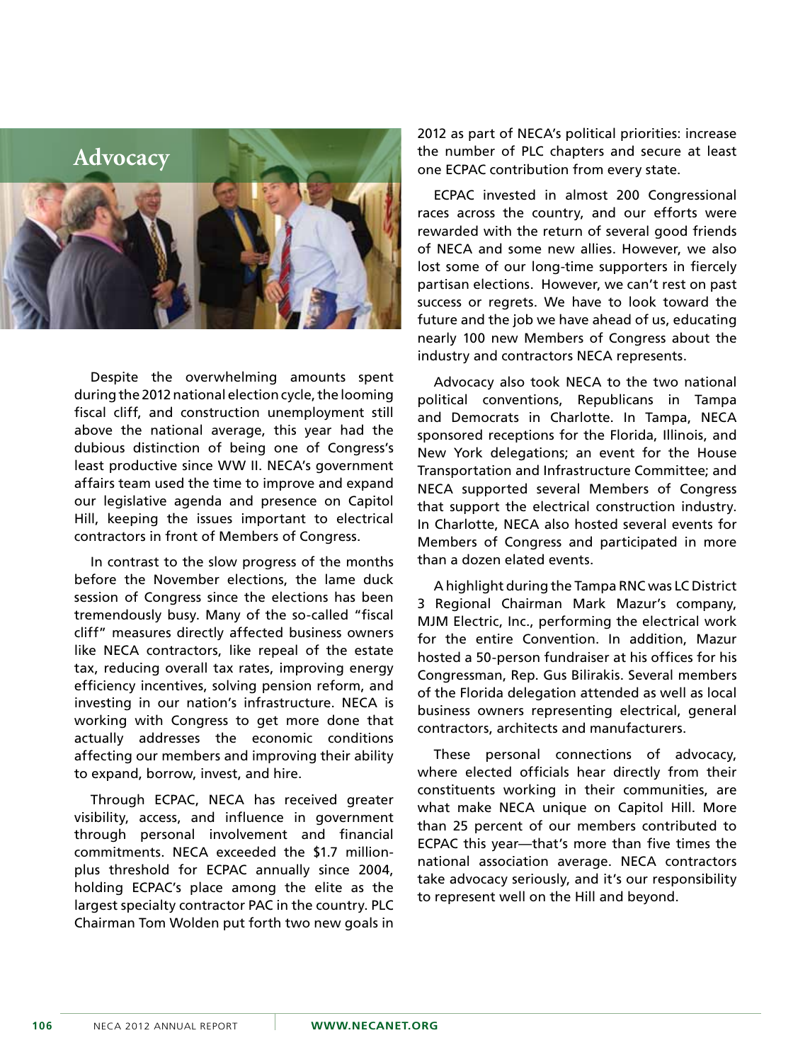# Advocacy

Despite the overwhelming amounts spent during the 2012 national election cycle, the looming fiscal cliff, and construction unemployment still above the national average, this year had the dubious distinction of being one of Congress's least productive since WW II. NECA's government affairs team used the time to improve and expand our legislative agenda and presence on Capitol Hill, keeping the issues important to electrical contractors in front of Members of Congress.

In contrast to the slow progress of the months before the November elections, the lame duck session of Congress since the elections has been tremendously busy. Many of the so-called "fiscal cliff" measures directly affected business owners like NECA contractors, like repeal of the estate tax, reducing overall tax rates, improving energy efficiency incentives, solving pension reform, and investing in our nation's infrastructure. NECA is working with Congress to get more done that actually addresses the economic conditions affecting our members and improving their ability to expand, borrow, invest, and hire.

Through ECPAC, NECA has received greater visibility, access, and influence in government through personal involvement and financial commitments. NECA exceeded the $1.7 million-plus threshold for ECPAC annually since 2004, holding ECPAC's place among the elite as the largest specialty contractor PAC in the country. PLC Chairman Tom Wolden put forth two new goals in 2012 as part of NECA's political priorities: increase the number of PLC chapters and secure at least one ECPAC contribution from every state.

ECPAC invested in almost 200 Congressional races across the country, and our efforts were rewarded with the return of several good friends of NECA and some new allies. However, we also lost some of our long-time supporters in fiercely partisan elections. However, we can't rest on past success or regrets. We have to look toward the future and the job we have ahead of us, educating nearly 100 new Members of Congress about the industry and contractors NECA represents.

Advocacy also took NECA to the two national political conventions, Republicans in Tampa and Democrats in Charlotte. In Tampa, NECA sponsored receptions for the Florida, Illinois, and New York delegations; an event for the House Transportation and Infrastructure Committee; and NECA supported several Members of Congress that support the electrical construction industry. In Charlotte, NECA also hosted several events for Members of Congress and participated in more than a dozen elated events.

A highlight during the Tampa RNC was LC District 3 Regional Chairman Mark Mazur's company, MJM Electric, Inc., performing the electrical work for the entire Convention. In addition, Mazur hosted a 50-person fundraiser at his offices for his Congressman, Rep. Gus Bilirakis. Several members of the Florida delegation attended as well as local business owners representing electrical, general contractors, architects and manufacturers.

These personal connections of advocacy, where elected officials hear directly from their constituents working in their communities, are what make NECA unique on Capitol Hill. More than 25 percent of our members contributed to ECPAC this year—that's more than five times the national association average. NECA contractors take advocacy seriously, and it's our responsibility to represent well on the Hill and beyond.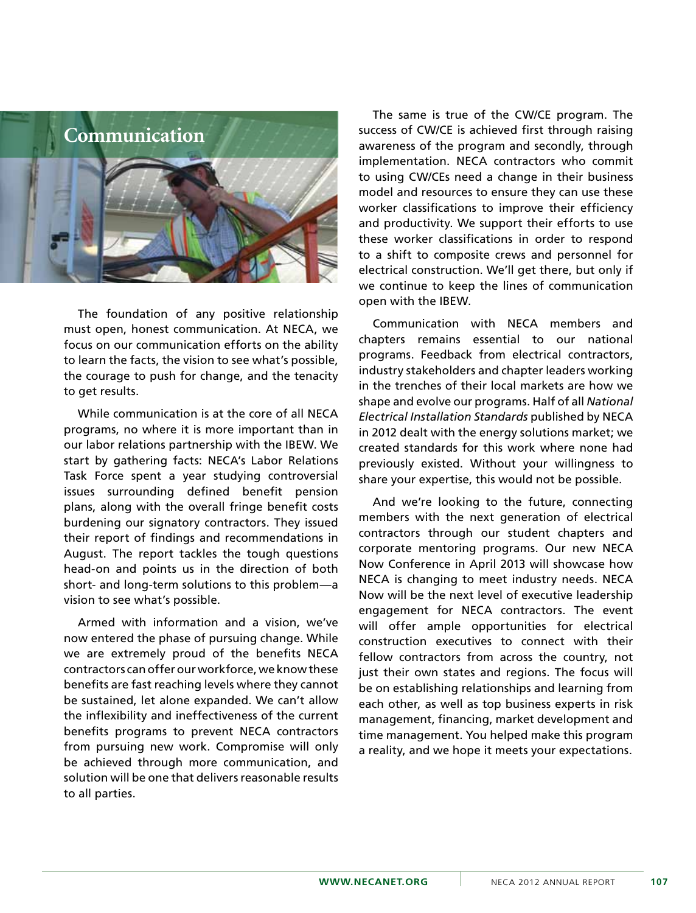# Communication

The foundation of any positive relationship must open, honest communication. At NECA, we focus on our communication efforts on the ability to learn the facts, the vision to see what's possible, the courage to push for change, and the tenacity to get results.

While communication is at the core of all NECA programs, no where it is more important than in our labor relations partnership with the IBEW. We start by gathering facts: NECA's Labor Relations Task Force spent a year studying controversial issues surrounding defined benefit pension plans, along with the overall fringe benefit costs burdening our signatory contractors. They issued their report of findings and recommendations in August. The report tackles the tough questions head-on and points us in the direction of both short- and long-term solutions to this problem—a vision to see what's possible.

Armed with information and a vision, we've now entered the phase of pursuing change. While we are extremely proud of the benefits NECA contractors can offer our workforce, we know these benefits are fast reaching levels where they cannot be sustained, let alone expanded. We can't allow the inflexibility and ineffectiveness of the current benefits programs to prevent NECA contractors from pursuing new work. Compromise will only be achieved through more communication, and solution will be one that delivers reasonable results to all parties.

The same is true of the CW/CE program. The success of CW/CE is achieved first through raising awareness of the program and secondly, through implementation. NECA contractors who commit to using CW/CEs need a change in their business model and resources to ensure they can use these worker classifications to improve their efficiency and productivity. We support their efforts to use these worker classifications in order to respond to a shift to composite crews and personnel for electrical construction. We'll get there, but only if we continue to keep the lines of communication open with the IBEW.

Communication with NECA members and chapters remains essential to our national programs. Feedback from electrical contractors, industry stakeholders and chapter leaders working in the trenches of their local markets are how we shape and evolve our programs. Half of all *National Electrical Installation Standards* published by NECA in 2012 dealt with the energy solutions market; we created standards for this work where none had previously existed. Without your willingness to share your expertise, this would not be possible.

And we're looking to the future, connecting members with the next generation of electrical contractors through our student chapters and corporate mentoring programs. Our new NECA Now Conference in April 2013 will showcase how NECA is changing to meet industry needs. NECA Now will be the next level of executive leadership engagement for NECA contractors. The event will offer ample opportunities for electrical construction executives to connect with their fellow contractors from across the country, not just their own states and regions. The focus will be on establishing relationships and learning from each other, as well as top business experts in risk management, financing, market development and time management. You helped make this program a reality, and we hope it meets your expectations.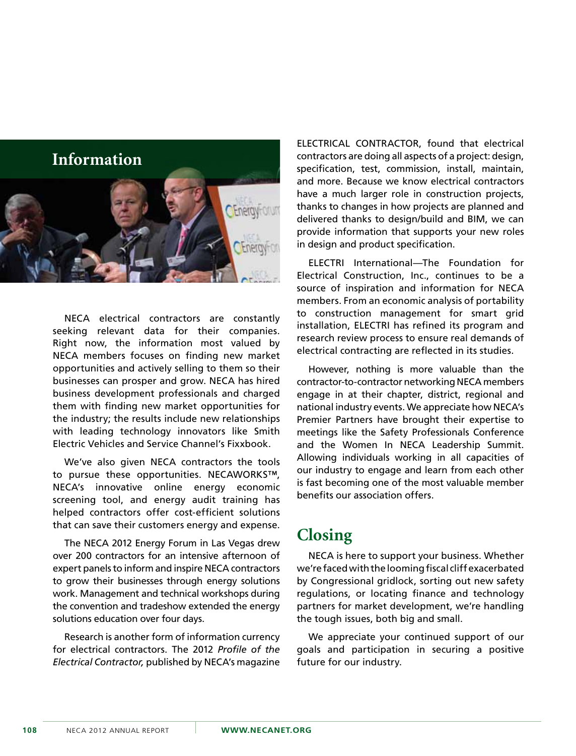## Information

NECA electrical contractors are constantly seeking relevant data for their companies. Right now, the information most valued by NECA members focuses on finding new market opportunities and actively selling to them so their businesses can prosper and grow. NECA has hired business development professionals and charged them with finding new market opportunities for the industry; the results include new relationships with leading technology innovators like Smith Electric Vehicles and Service Channel's Fixxbook.

We've also given NECA contractors the tools to pursue these opportunities. NECAWORKS™, NECA's innovative online energy economic screening tool, and energy audit training has helped contractors offer cost-efficient solutions that can save their customers energy and expense.

The NECA 2012 Energy Forum in Las Vegas drew over 200 contractors for an intensive afternoon of expert panels to inform and inspire NECA contractors to grow their businesses through energy solutions work. Management and technical workshops during the convention and tradeshow extended the energy solutions education over four days.

Research is another form of information currency for electrical contractors. The 2012 *Profile of the Electrical Contractor,* published by NECA's magazine ELECTRICAL CONTRACTOR, found that electrical contractors are doing all aspects of a project: design, specification, test, commission, install, maintain, and more. Because we know electrical contractors have a much larger role in construction projects, thanks to changes in how projects are planned and delivered thanks to design/build and BIM, we can provide information that supports your new roles in design and product specification.

ELECTRI International—The Foundation for Electrical Construction, Inc., continues to be a source of inspiration and information for NECA members. From an economic analysis of portability to construction management for smart grid installation, ELECTRI has refined its program and research review process to ensure real demands of electrical contracting are reflected in its studies.

However, nothing is more valuable than the contractor-to-contractor networking NECA members engage in at their chapter, district, regional and national industry events. We appreciate how NECA's Premier Partners have brought their expertise to meetings like the Safety Professionals Conference and the Women In NECA Leadership Summit. Allowing individuals working in all capacities of our industry to engage and learn from each other is fast becoming one of the most valuable member benefits our association offers.

## Closing

NECA is here to support your business. Whether we're faced with the looming fiscal cliff exacerbated by Congressional gridlock, sorting out new safety regulations, or locating finance and technology partners for market development, we're handling the tough issues, both big and small.

We appreciate your continued support of our goals and participation in securing a positive future for our industry.